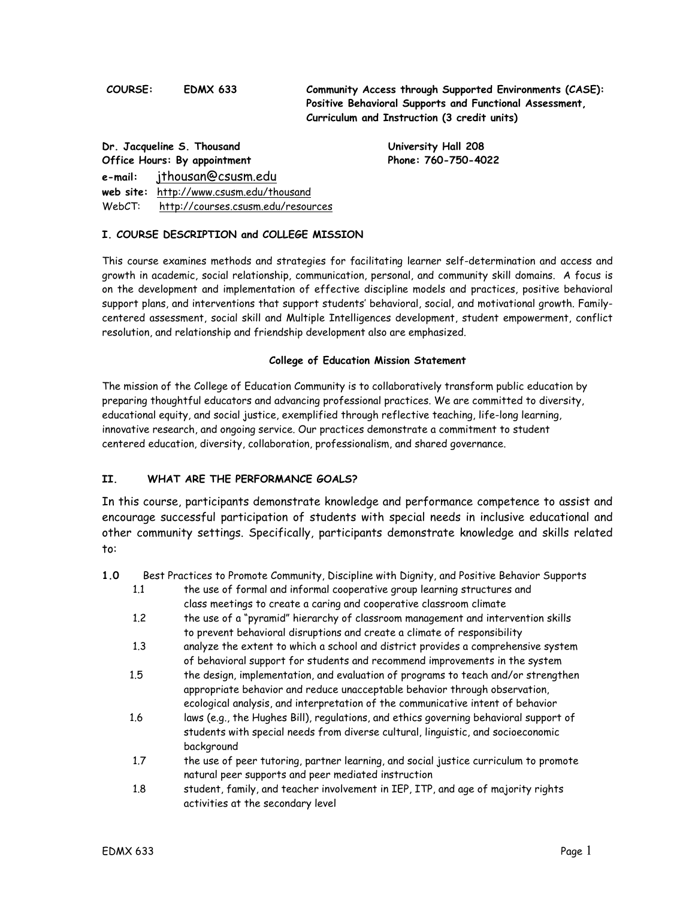**COURSE:** **EDMX 633** **Community Access through Supported Environments (CASE): Positive Behavioral Supports and Functional Assessment, Curriculum and Instruction (3 credit units)**

**Dr. Jacqueline S. Thousand**
**Office Hours: By appointment**
**University Hall 208**
**Phone: 760-750-4022**
**e-mail:** jthousan@csusm.edu
**web site:** http://www.csusm.edu/thousand
WebCT: http://courses.csusm.edu/resources

## I. COURSE DESCRIPTION and COLLEGE MISSION

This course examines methods and strategies for facilitating learner self-determination and access and growth in academic, social relationship, communication, personal, and community skill domains. A focus is on the development and implementation of effective discipline models and practices, positive behavioral support plans, and interventions that support students' behavioral, social, and motivational growth. Family-centered assessment, social skill and Multiple Intelligences development, student empowerment, conflict resolution, and relationship and friendship development also are emphasized.

### College of Education Mission Statement

The mission of the College of Education Community is to collaboratively transform public education by preparing thoughtful educators and advancing professional practices. We are committed to diversity, educational equity, and social justice, exemplified through reflective teaching, life-long learning, innovative research, and ongoing service. Our practices demonstrate a commitment to student centered education, diversity, collaboration, professionalism, and shared governance.

## II. WHAT ARE THE PERFORMANCE GOALS?

In this course, participants demonstrate knowledge and performance competence to assist and encourage successful participation of students with special needs in inclusive educational and other community settings. Specifically, participants demonstrate knowledge and skills related to:

**1.0** Best Practices to Promote Community, Discipline with Dignity, and Positive Behavior Supports

- 1.1 the use of formal and informal cooperative group learning structures and class meetings to create a caring and cooperative classroom climate
- 1.2 the use of a "pyramid" hierarchy of classroom management and intervention skills to prevent behavioral disruptions and create a climate of responsibility
- 1.3 analyze the extent to which a school and district provides a comprehensive system of behavioral support for students and recommend improvements in the system
- 1.5 the design, implementation, and evaluation of programs to teach and/or strengthen appropriate behavior and reduce unacceptable behavior through observation, ecological analysis, and interpretation of the communicative intent of behavior
- 1.6 laws (e.g., the Hughes Bill), regulations, and ethics governing behavioral support of students with special needs from diverse cultural, linguistic, and socioeconomic background
- 1.7 the use of peer tutoring, partner learning, and social justice curriculum to promote natural peer supports and peer mediated instruction
- 1.8 student, family, and teacher involvement in IEP, ITP, and age of majority rights activities at the secondary level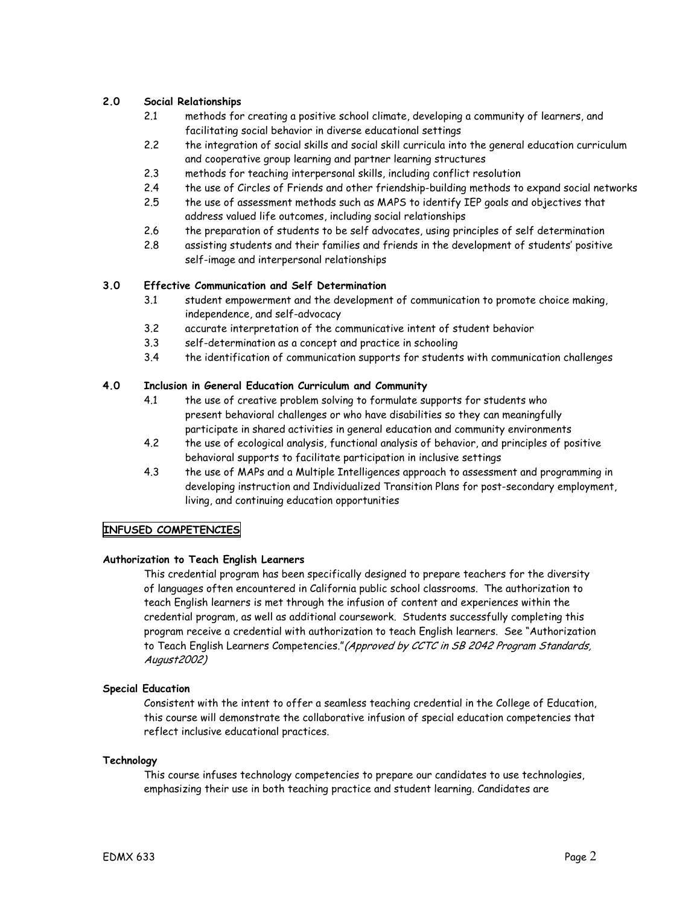## 2.0 Social Relationships

- 2.1 methods for creating a positive school climate, developing a community of learners, and facilitating social behavior in diverse educational settings
- 2.2 the integration of social skills and social skill curricula into the general education curriculum and cooperative group learning and partner learning structures
- 2.3 methods for teaching interpersonal skills, including conflict resolution
- 2.4 the use of Circles of Friends and other friendship-building methods to expand social networks
- 2.5 the use of assessment methods such as MAPS to identify IEP goals and objectives that address valued life outcomes, including social relationships
- 2.6 the preparation of students to be self advocates, using principles of self determination
- 2.8 assisting students and their families and friends in the development of students' positive self-image and interpersonal relationships

## 3.0 Effective Communication and Self Determination

- 3.1 student empowerment and the development of communication to promote choice making, independence, and self-advocacy
- 3.2 accurate interpretation of the communicative intent of student behavior
- 3.3 self-determination as a concept and practice in schooling
- 3.4 the identification of communication supports for students with communication challenges

## 4.0 Inclusion in General Education Curriculum and Community

- 4.1 the use of creative problem solving to formulate supports for students who present behavioral challenges or who have disabilities so they can meaningfully participate in shared activities in general education and community environments
- 4.2 the use of ecological analysis, functional analysis of behavior, and principles of positive behavioral supports to facilitate participation in inclusive settings
- 4.3 the use of MAPs and a Multiple Intelligences approach to assessment and programming in developing instruction and Individualized Transition Plans for post-secondary employment, living, and continuing education opportunities

## INFUSED COMPETENCIES

### Authorization to Teach English Learners

This credential program has been specifically designed to prepare teachers for the diversity of languages often encountered in California public school classrooms. The authorization to teach English learners is met through the infusion of content and experiences within the credential program, as well as additional coursework. Students successfully completing this program receive a credential with authorization to teach English learners. See "Authorization to Teach English Learners Competencies."*(Approved by CCTC in SB 2042 Program Standards, August2002)*

### Special Education

Consistent with the intent to offer a seamless teaching credential in the College of Education, this course will demonstrate the collaborative infusion of special education competencies that reflect inclusive educational practices.

### Technology

This course infuses technology competencies to prepare our candidates to use technologies, emphasizing their use in both teaching practice and student learning. Candidates are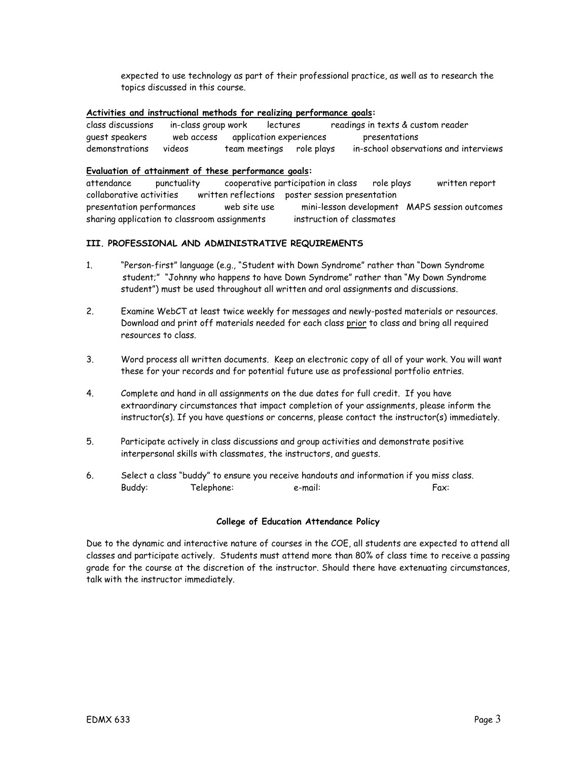expected to use technology as part of their professional practice, as well as to research the topics discussed in this course.

**<u>Activities and instructional methods for realizing performance goals</u>:**

class discussions in-class group work lectures readings in texts & custom reader guest speakers web access application experiences presentations demonstrations videos team meetings role plays in-school observations and interviews

**<u>Evaluation of attainment of these performance goals</u>:**

attendance punctuality cooperative participation in class role plays written report collaborative activities written reflections poster session presentation presentation performances web site use mini-lesson development MAPS session outcomes sharing application to classroom assignments instruction of classmates

### III. PROFESSIONAL AND ADMINISTRATIVE REQUIREMENTS

1. "Person-first" language (e.g., "Student with Down Syndrome" rather than "Down Syndrome student;" "Johnny who happens to have Down Syndrome" rather than "My Down Syndrome student") must be used throughout all written and oral assignments and discussions.

2. Examine WebCT at least twice weekly for messages and newly-posted materials or resources. Download and print off materials needed for each class <u>prior</u> to class and bring all required resources to class.

3. Word process all written documents. Keep an electronic copy of all of your work. You will want these for your records and for potential future use as professional portfolio entries.

4. Complete and hand in all assignments on the due dates for full credit. If you have extraordinary circumstances that impact completion of your assignments, please inform the instructor(s). If you have questions or concerns, please contact the instructor(s) immediately.

5. Participate actively in class discussions and group activities and demonstrate positive interpersonal skills with classmates, the instructors, and guests.

6. Select a class "buddy" to ensure you receive handouts and information if you miss class.
   Buddy: Telephone: e-mail: Fax:

**College of Education Attendance Policy**

Due to the dynamic and interactive nature of courses in the COE, all students are expected to attend all classes and participate actively. Students must attend more than 80% of class time to receive a passing grade for the course at the discretion of the instructor. Should there have extenuating circumstances, talk with the instructor immediately.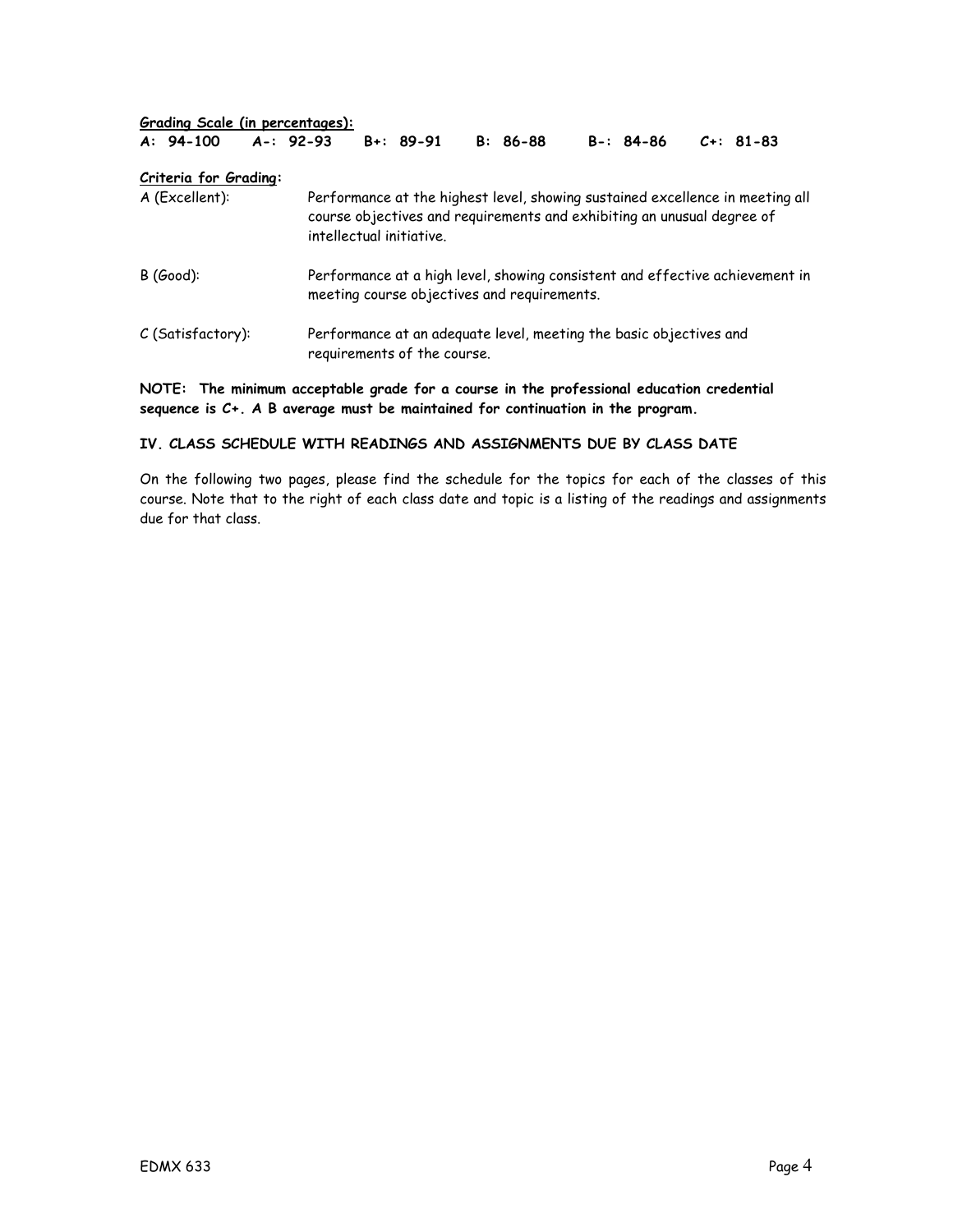**Grading Scale (in percentages):**

**A: 94-100 A-: 92-93 B+: 89-91 B: 86-88 B-: 84-86 C+: 81-83**

**Criteria for Grading:**

A (Excellent): Performance at the highest level, showing sustained excellence in meeting all course objectives and requirements and exhibiting an unusual degree of intellectual initiative.

B (Good): Performance at a high level, showing consistent and effective achievement in meeting course objectives and requirements.

C (Satisfactory): Performance at an adequate level, meeting the basic objectives and requirements of the course.

**NOTE: The minimum acceptable grade for a course in the professional education credential sequence is C+. A B average must be maintained for continuation in the program.**

## IV. CLASS SCHEDULE WITH READINGS AND ASSIGNMENTS DUE BY CLASS DATE

On the following two pages, please find the schedule for the topics for each of the classes of this course. Note that to the right of each class date and topic is a listing of the readings and assignments due for that class.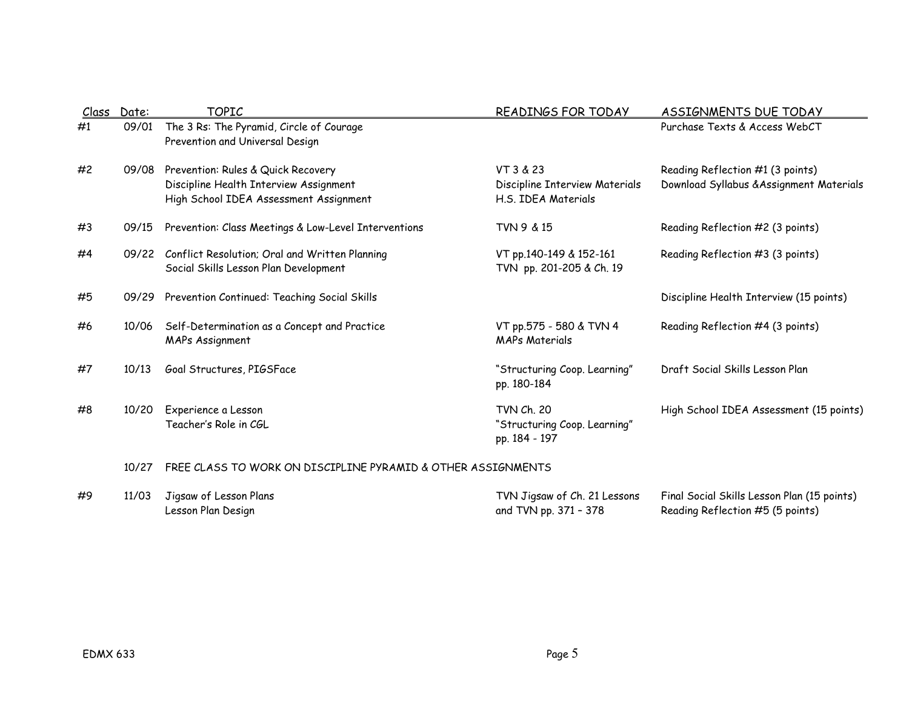| Class | Date: | TOPIC | READINGS FOR TODAY | ASSIGNMENTS DUE TODAY |
|---|---|---|---|---|
| #1 | 09/01 | The 3 Rs: The Pyramid, Circle of Courage<br>Prevention and Universal Design | | Purchase Texts & Access WebCT |
| #2 | 09/08 | Prevention: Rules & Quick Recovery<br>Discipline Health Interview Assignment<br>High School IDEA Assessment Assignment | VT 3 & 23<br>Discipline Interview Materials<br>H.S. IDEA Materials | Reading Reflection #1 (3 points)<br>Download Syllabus &Assignment Materials |
| #3 | 09/15 | Prevention: Class Meetings & Low-Level Interventions | TVN 9 & 15 | Reading Reflection #2 (3 points) |
| #4 | 09/22 | Conflict Resolution; Oral and Written Planning<br>Social Skills Lesson Plan Development | VT pp.140-149 & 152-161<br>TVN pp. 201-205 & Ch. 19 | Reading Reflection #3 (3 points) |
| #5 | 09/29 | Prevention Continued: Teaching Social Skills | | Discipline Health Interview (15 points) |
| #6 | 10/06 | Self-Determination as a Concept and Practice<br>MAPs Assignment | VT pp.575 - 580 & TVN 4<br>MAPs Materials | Reading Reflection #4 (3 points) |
| #7 | 10/13 | Goal Structures, PIGSFace | "Structuring Coop. Learning" pp. 180-184 | Draft Social Skills Lesson Plan |
| #8 | 10/20 | Experience a Lesson<br>Teacher's Role in CGL | TVN Ch. 20<br>"Structuring Coop. Learning" pp. 184 - 197 | High School IDEA Assessment (15 points) |
| | 10/27 | FREE CLASS TO WORK ON DISCIPLINE PYRAMID & OTHER ASSIGNMENTS | | |
| #9 | 11/03 | Jigsaw of Lesson Plans<br>Lesson Plan Design | TVN Jigsaw of Ch. 21 Lessons and TVN pp. 371 – 378 | Final Social Skills Lesson Plan (15 points)<br>Reading Reflection #5 (5 points) |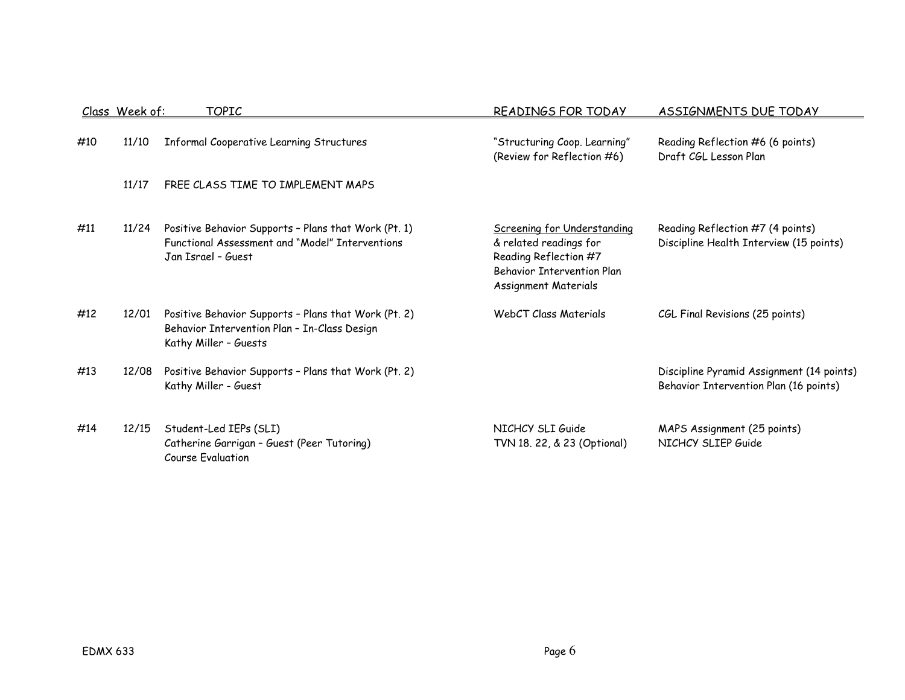| Class | Week of: | TOPIC | READINGS FOR TODAY | ASSIGNMENTS DUE TODAY |
|---|---|---|---|---|
| #10 | 11/10 | Informal Cooperative Learning Structures | "Structuring Coop. Learning" (Review for Reflection #6) | Reading Reflection #6 (6 points)<br>Draft CGL Lesson Plan |
| | 11/17 | FREE CLASS TIME TO IMPLEMENT MAPS | | |
| #11 | 11/24 | Positive Behavior Supports – Plans that Work (Pt. 1)<br>Functional Assessment and "Model" Interventions<br>Jan Israel – Guest | Screening for Understanding & related readings for Reading Reflection #7<br>Behavior Intervention Plan Assignment Materials | Reading Reflection #7 (4 points)<br>Discipline Health Interview (15 points) |
| #12 | 12/01 | Positive Behavior Supports – Plans that Work (Pt. 2)<br>Behavior Intervention Plan – In-Class Design<br>Kathy Miller – Guests | WebCT Class Materials | CGL Final Revisions (25 points) |
| #13 | 12/08 | Positive Behavior Supports – Plans that Work (Pt. 2)<br>Kathy Miller - Guest | | Discipline Pyramid Assignment (14 points)<br>Behavior Intervention Plan (16 points) |
| #14 | 12/15 | Student-Led IEPs (SLI)<br>Catherine Garrigan – Guest (Peer Tutoring)<br>Course Evaluation | NICHCY SLI Guide<br>TVN 18. 22, & 23 (Optional) | MAPS Assignment (25 points)<br>NICHCY SLIEP Guide |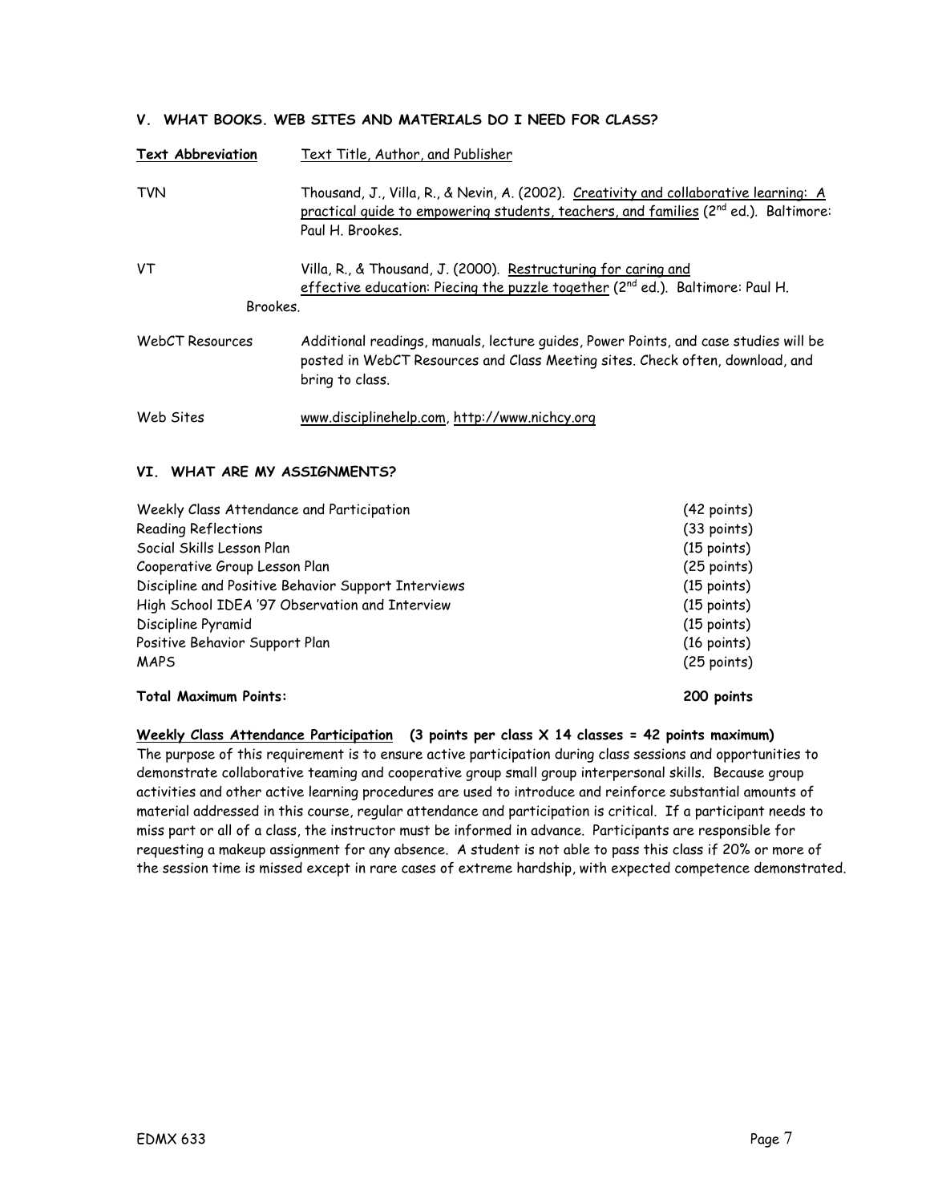### V. WHAT BOOKS. WEB SITES AND MATERIALS DO I NEED FOR CLASS?

| Text Abbreviation | Text Title, Author, and Publisher |
|---|---|
| TVN | Thousand, J., Villa, R., & Nevin, A. (2002). Creativity and collaborative learning: A practical guide to empowering students, teachers, and families (2nd ed.). Baltimore: Paul H. Brookes. |
| VT | Villa, R., & Thousand, J. (2000). Restructuring for caring and effective education: Piecing the puzzle together (2nd ed.). Baltimore: Paul H. Brookes. |
| WebCT Resources | Additional readings, manuals, lecture guides, Power Points, and case studies will be posted in WebCT Resources and Class Meeting sites. Check often, download, and bring to class. |
| Web Sites | www.disciplinehelp.com, http://www.nichcy.org |

### VI. WHAT ARE MY ASSIGNMENTS?

| Assignment | Points |
|---|---|
| Weekly Class Attendance and Participation | (42 points) |
| Reading Reflections | (33 points) |
| Social Skills Lesson Plan | (15 points) |
| Cooperative Group Lesson Plan | (25 points) |
| Discipline and Positive Behavior Support Interviews | (15 points) |
| High School IDEA '97 Observation and Interview | (15 points) |
| Discipline Pyramid | (15 points) |
| Positive Behavior Support Plan | (16 points) |
| MAPS | (25 points) |
| **Total Maximum Points:** | **200 points** |

**Weekly Class Attendance Participation (3 points per class X 14 classes = 42 points maximum)**

The purpose of this requirement is to ensure active participation during class sessions and opportunities to demonstrate collaborative teaming and cooperative group small group interpersonal skills. Because group activities and other active learning procedures are used to introduce and reinforce substantial amounts of material addressed in this course, regular attendance and participation is critical. If a participant needs to miss part or all of a class, the instructor must be informed in advance. Participants are responsible for requesting a makeup assignment for any absence. A student is not able to pass this class if 20% or more of the session time is missed except in rare cases of extreme hardship, with expected competence demonstrated.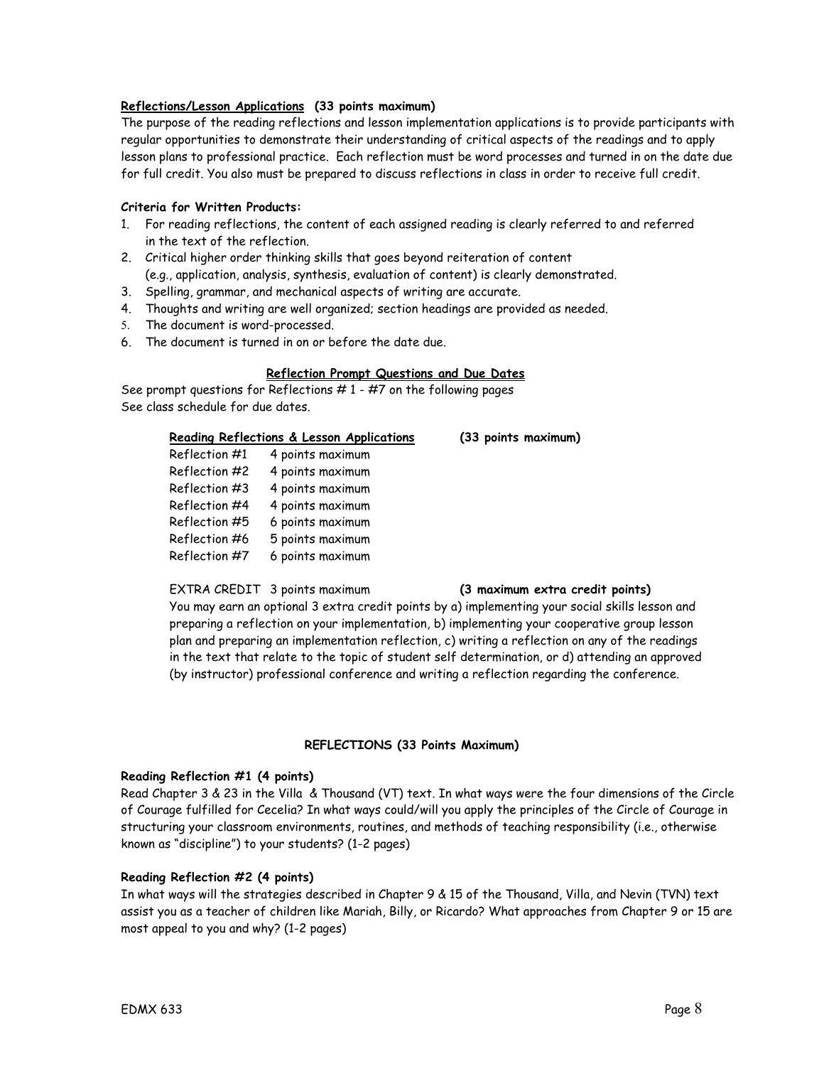**Reflections/Lesson Applications (33 points maximum)**

The purpose of the reading reflections and lesson implementation applications is to provide participants with regular opportunities to demonstrate their understanding of critical aspects of the readings and to apply lesson plans to professional practice. Each reflection must be word processes and turned in on the date due for full credit. You also must be prepared to discuss reflections in class in order to receive full credit.

**Criteria for Written Products:**

1. For reading reflections, the content of each assigned reading is clearly referred to and referred in the text of the reflection.
2. Critical higher order thinking skills that goes beyond reiteration of content (e.g., application, analysis, synthesis, evaluation of content) is clearly demonstrated.
3. Spelling, grammar, and mechanical aspects of writing are accurate.
4. Thoughts and writing are well organized; section headings are provided as needed.
5. The document is word-processed.
6. The document is turned in on or before the date due.

**Reflection Prompt Questions and Due Dates**

See prompt questions for Reflections # 1 - #7 on the following pages
See class schedule for due dates.

| **Reading Reflections & Lesson Applications** | **(33 points maximum)** |
|---|---|
| Reflection #1 | 4 points maximum |
| Reflection #2 | 4 points maximum |
| Reflection #3 | 4 points maximum |
| Reflection #4 | 4 points maximum |
| Reflection #5 | 6 points maximum |
| Reflection #6 | 5 points maximum |
| Reflection #7 | 6 points maximum |

EXTRA CREDIT 3 points maximum **(3 maximum extra credit points)**

You may earn an optional 3 extra credit points by a) implementing your social skills lesson and preparing a reflection on your implementation, b) implementing your cooperative group lesson plan and preparing an implementation reflection, c) writing a reflection on any of the readings in the text that relate to the topic of student self determination, or d) attending an approved (by instructor) professional conference and writing a reflection regarding the conference.

**REFLECTIONS (33 Points Maximum)**

**Reading Reflection #1 (4 points)**

Read Chapter 3 & 23 in the Villa & Thousand (VT) text. In what ways were the four dimensions of the Circle of Courage fulfilled for Cecelia? In what ways could/will you apply the principles of the Circle of Courage in structuring your classroom environments, routines, and methods of teaching responsibility (i.e., otherwise known as "discipline") to your students? (1-2 pages)

**Reading Reflection #2 (4 points)**

In what ways will the strategies described in Chapter 9 & 15 of the Thousand, Villa, and Nevin (TVN) text assist you as a teacher of children like Mariah, Billy, or Ricardo? What approaches from Chapter 9 or 15 are most appeal to you and why? (1-2 pages)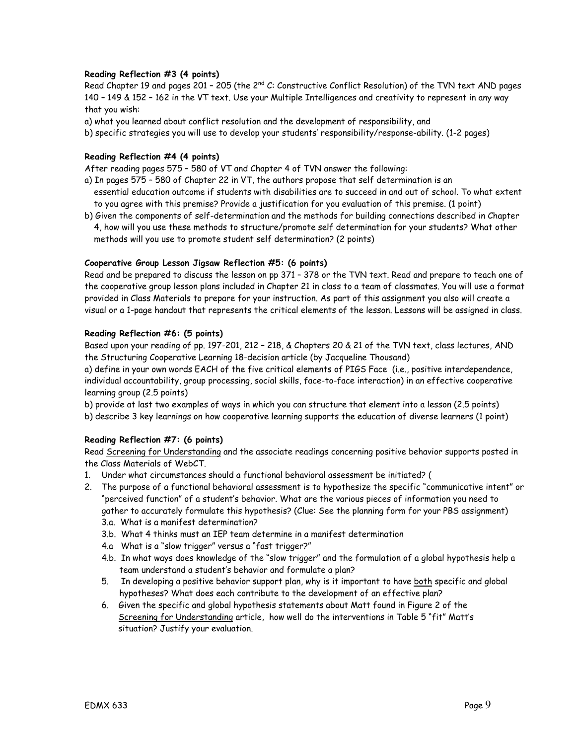**Reading Reflection #3 (4 points)**

Read Chapter 19 and pages 201 – 205 (the 2nd C: Constructive Conflict Resolution) of the TVN text AND pages 140 – 149 & 152 – 162 in the VT text. Use your Multiple Intelligences and creativity to represent in any way that you wish:

a) what you learned about conflict resolution and the development of responsibility, and

b) specific strategies you will use to develop your students' responsibility/response-ability. (1-2 pages)

**Reading Reflection #4 (4 points)**

After reading pages 575 – 580 of VT and Chapter 4 of TVN answer the following:

a) In pages 575 – 580 of Chapter 22 in VT, the authors propose that self determination is an essential education outcome if students with disabilities are to succeed in and out of school. To what extent to you agree with this premise? Provide a justification for you evaluation of this premise. (1 point)

b) Given the components of self-determination and the methods for building connections described in Chapter 4, how will you use these methods to structure/promote self determination for your students? What other methods will you use to promote student self determination? (2 points)

**Cooperative Group Lesson Jigsaw Reflection #5: (6 points)**

Read and be prepared to discuss the lesson on pp 371 – 378 or the TVN text. Read and prepare to teach one of the cooperative group lesson plans included in Chapter 21 in class to a team of classmates. You will use a format provided in Class Materials to prepare for your instruction. As part of this assignment you also will create a visual or a 1-page handout that represents the critical elements of the lesson. Lessons will be assigned in class.

**Reading Reflection #6: (5 points)**

Based upon your reading of pp. 197-201, 212 – 218, & Chapters 20 & 21 of the TVN text, class lectures, AND the Structuring Cooperative Learning 18-decision article (by Jacqueline Thousand)

a) define in your own words EACH of the five critical elements of PIGS Face (i.e., positive interdependence, individual accountability, group processing, social skills, face-to-face interaction) in an effective cooperative learning group (2.5 points)

b) provide at last two examples of ways in which you can structure that element into a lesson (2.5 points)

b) describe 3 key learnings on how cooperative learning supports the education of diverse learners (1 point)

**Reading Reflection #7: (6 points)**

Read Screening for Understanding and the associate readings concerning positive behavior supports posted in the Class Materials of WebCT.

1. Under what circumstances should a functional behavioral assessment be initiated? (
2. The purpose of a functional behavioral assessment is to hypothesize the specific "communicative intent" or "perceived function" of a student's behavior. What are the various pieces of information you need to gather to accurately formulate this hypothesis? (Clue: See the planning form for your PBS assignment)
   - 3.a. What is a manifest determination?
   - 3.b. What 4 thinks must an IEP team determine in a manifest determination
   - 4.a What is a "slow trigger" versus a "fast trigger?"
   - 4.b. In what ways does knowledge of the "slow trigger" and the formulation of a global hypothesis help a team understand a student's behavior and formulate a plan?
   - 5. In developing a positive behavior support plan, why is it important to have both specific and global hypotheses? What does each contribute to the development of an effective plan?
   - 6. Given the specific and global hypothesis statements about Matt found in Figure 2 of the Screening for Understanding article, how well do the interventions in Table 5 "fit" Matt's situation? Justify your evaluation.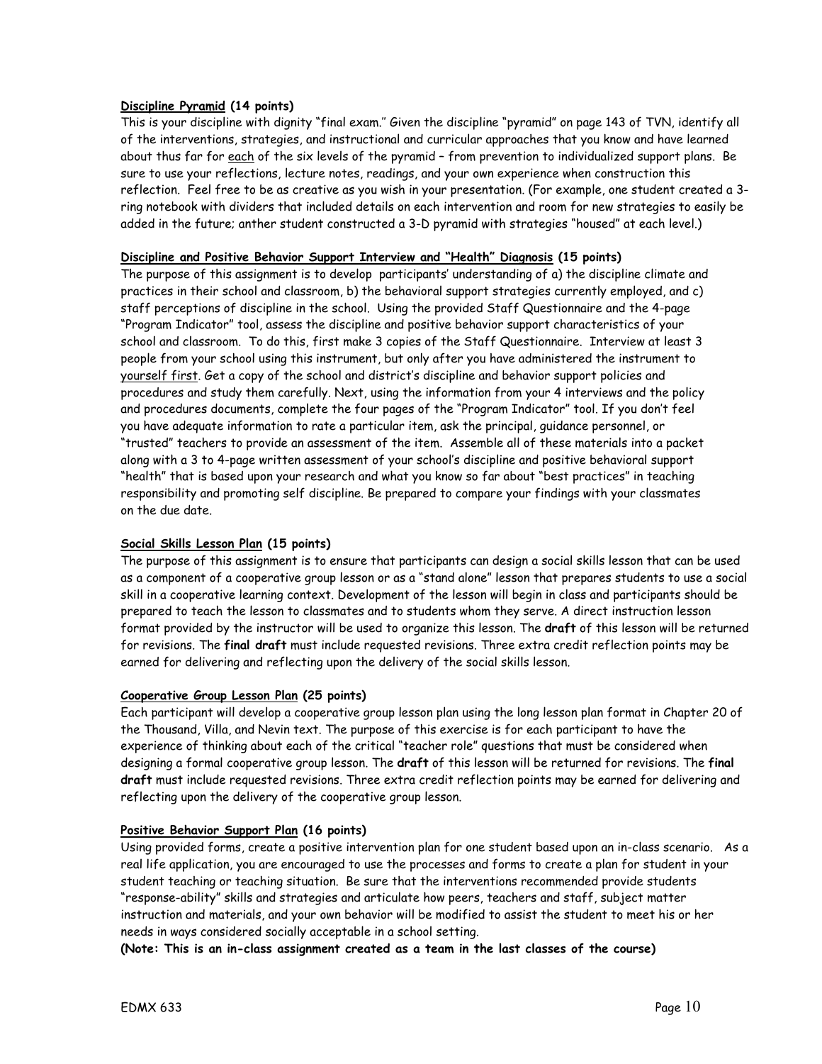**<u>Discipline Pyramid</u> (14 points)**

This is your discipline with dignity "final exam." Given the discipline "pyramid" on page 143 of TVN, identify all of the interventions, strategies, and instructional and curricular approaches that you know and have learned about thus far for <u>each</u> of the six levels of the pyramid – from prevention to individualized support plans. Be sure to use your reflections, lecture notes, readings, and your own experience when construction this reflection. Feel free to be as creative as you wish in your presentation. (For example, one student created a 3-ring notebook with dividers that included details on each intervention and room for new strategies to easily be added in the future; anther student constructed a 3-D pyramid with strategies "housed" at each level.)

**<u>Discipline and Positive Behavior Support Interview and "Health" Diagnosis</u> (15 points)**

The purpose of this assignment is to develop participants' understanding of a) the discipline climate and practices in their school and classroom, b) the behavioral support strategies currently employed, and c) staff perceptions of discipline in the school. Using the provided Staff Questionnaire and the 4-page "Program Indicator" tool, assess the discipline and positive behavior support characteristics of your school and classroom. To do this, first make 3 copies of the Staff Questionnaire. Interview at least 3 people from your school using this instrument, but only after you have administered the instrument to <u>yourself first</u>. Get a copy of the school and district's discipline and behavior support policies and procedures and study them carefully. Next, using the information from your 4 interviews and the policy and procedures documents, complete the four pages of the "Program Indicator" tool. If you don't feel you have adequate information to rate a particular item, ask the principal, guidance personnel, or "trusted" teachers to provide an assessment of the item. Assemble all of these materials into a packet along with a 3 to 4-page written assessment of your school's discipline and positive behavioral support "health" that is based upon your research and what you know so far about "best practices" in teaching responsibility and promoting self discipline. Be prepared to compare your findings with your classmates on the due date.

**<u>Social Skills Lesson Plan</u> (15 points)**

The purpose of this assignment is to ensure that participants can design a social skills lesson that can be used as a component of a cooperative group lesson or as a "stand alone" lesson that prepares students to use a social skill in a cooperative learning context. Development of the lesson will begin in class and participants should be prepared to teach the lesson to classmates and to students whom they serve. A direct instruction lesson format provided by the instructor will be used to organize this lesson. The **draft** of this lesson will be returned for revisions. The **final draft** must include requested revisions. Three extra credit reflection points may be earned for delivering and reflecting upon the delivery of the social skills lesson.

**<u>Cooperative Group Lesson Plan</u> (25 points)**

Each participant will develop a cooperative group lesson plan using the long lesson plan format in Chapter 20 of the Thousand, Villa, and Nevin text. The purpose of this exercise is for each participant to have the experience of thinking about each of the critical "teacher role" questions that must be considered when designing a formal cooperative group lesson. The **draft** of this lesson will be returned for revisions. The **final draft** must include requested revisions. Three extra credit reflection points may be earned for delivering and reflecting upon the delivery of the cooperative group lesson.

**<u>Positive Behavior Support Plan</u> (16 points)**

Using provided forms, create a positive intervention plan for one student based upon an in-class scenario. As a real life application, you are encouraged to use the processes and forms to create a plan for student in your student teaching or teaching situation. Be sure that the interventions recommended provide students "response-ability" skills and strategies and articulate how peers, teachers and staff, subject matter instruction and materials, and your own behavior will be modified to assist the student to meet his or her needs in ways considered socially acceptable in a school setting.

**(Note: This is an in-class assignment created as a team in the last classes of the course)**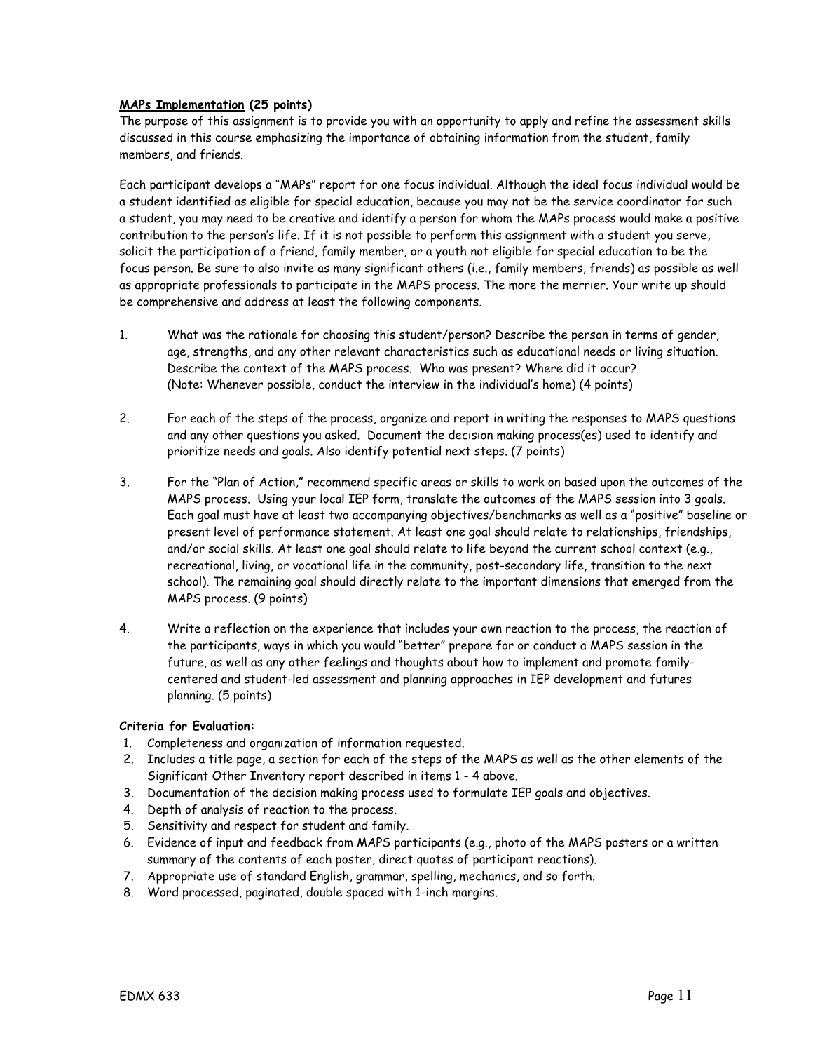**<u>MAPs Implementation</u> (25 points)**

The purpose of this assignment is to provide you with an opportunity to apply and refine the assessment skills discussed in this course emphasizing the importance of obtaining information from the student, family members, and friends.

Each participant develops a "MAPs" report for one focus individual. Although the ideal focus individual would be a student identified as eligible for special education, because you may not be the service coordinator for such a student, you may need to be creative and identify a person for whom the MAPs process would make a positive contribution to the person's life. If it is not possible to perform this assignment with a student you serve, solicit the participation of a friend, family member, or a youth not eligible for special education to be the focus person. Be sure to also invite as many significant others (i.e., family members, friends) as possible as well as appropriate professionals to participate in the MAPS process. The more the merrier. Your write up should be comprehensive and address at least the following components.

1. What was the rationale for choosing this student/person? Describe the person in terms of gender, age, strengths, and any other <u>relevant</u> characteristics such as educational needs or living situation. Describe the context of the MAPS process. Who was present? Where did it occur? (Note: Whenever possible, conduct the interview in the individual's home) (4 points)

2. For each of the steps of the process, organize and report in writing the responses to MAPS questions and any other questions you asked. Document the decision making process(es) used to identify and prioritize needs and goals. Also identify potential next steps. (7 points)

3. For the "Plan of Action," recommend specific areas or skills to work on based upon the outcomes of the MAPS process. Using your local IEP form, translate the outcomes of the MAPS session into 3 goals. Each goal must have at least two accompanying objectives/benchmarks as well as a "positive" baseline or present level of performance statement. At least one goal should relate to relationships, friendships, and/or social skills. At least one goal should relate to life beyond the current school context (e.g., recreational, living, or vocational life in the community, post-secondary life, transition to the next school). The remaining goal should directly relate to the important dimensions that emerged from the MAPS process. (9 points)

4. Write a reflection on the experience that includes your own reaction to the process, the reaction of the participants, ways in which you would "better" prepare for or conduct a MAPS session in the future, as well as any other feelings and thoughts about how to implement and promote family-centered and student-led assessment and planning approaches in IEP development and futures planning. (5 points)

**Criteria for Evaluation:**

1. Completeness and organization of information requested.
2. Includes a title page, a section for each of the steps of the MAPS as well as the other elements of the Significant Other Inventory report described in items 1 - 4 above.
3. Documentation of the decision making process used to formulate IEP goals and objectives.
4. Depth of analysis of reaction to the process.
5. Sensitivity and respect for student and family.
6. Evidence of input and feedback from MAPS participants (e.g., photo of the MAPS posters or a written summary of the contents of each poster, direct quotes of participant reactions).
7. Appropriate use of standard English, grammar, spelling, mechanics, and so forth.
8. Word processed, paginated, double spaced with 1-inch margins.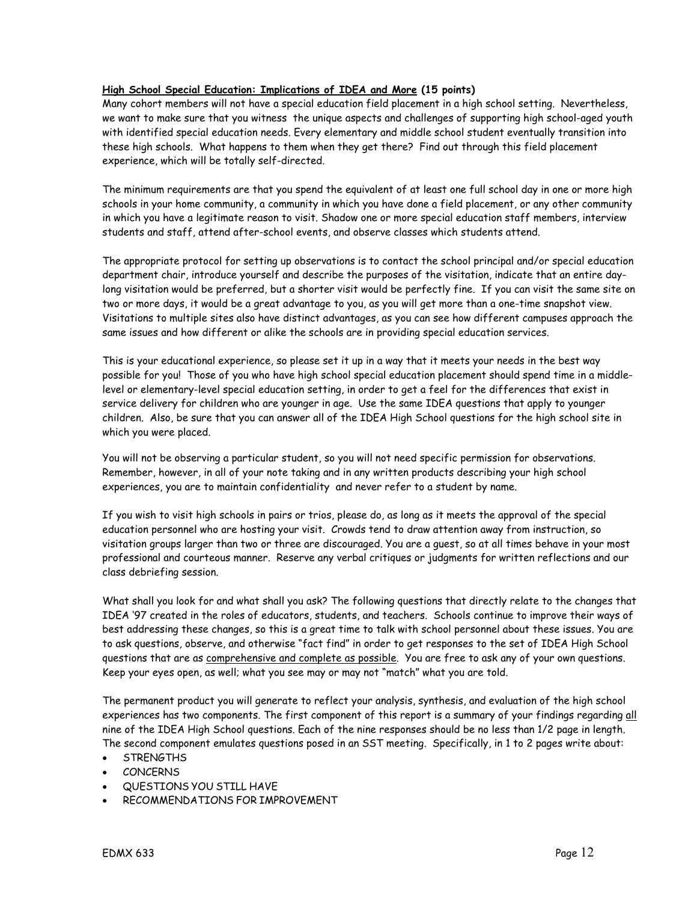**<u>High School Special Education: Implications of IDEA and More</u> (15 points)**

Many cohort members will not have a special education field placement in a high school setting. Nevertheless, we want to make sure that you witness the unique aspects and challenges of supporting high school-aged youth with identified special education needs. Every elementary and middle school student eventually transition into these high schools. What happens to them when they get there? Find out through this field placement experience, which will be totally self-directed.

The minimum requirements are that you spend the equivalent of at least one full school day in one or more high schools in your home community, a community in which you have done a field placement, or any other community in which you have a legitimate reason to visit. Shadow one or more special education staff members, interview students and staff, attend after-school events, and observe classes which students attend.

The appropriate protocol for setting up observations is to contact the school principal and/or special education department chair, introduce yourself and describe the purposes of the visitation, indicate that an entire day-long visitation would be preferred, but a shorter visit would be perfectly fine. If you can visit the same site on two or more days, it would be a great advantage to you, as you will get more than a one-time snapshot view. Visitations to multiple sites also have distinct advantages, as you can see how different campuses approach the same issues and how different or alike the schools are in providing special education services.

This is your educational experience, so please set it up in a way that it meets your needs in the best way possible for you! Those of you who have high school special education placement should spend time in a middle-level or elementary-level special education setting, in order to get a feel for the differences that exist in service delivery for children who are younger in age. Use the same IDEA questions that apply to younger children. Also, be sure that you can answer all of the IDEA High School questions for the high school site in which you were placed.

You will not be observing a particular student, so you will not need specific permission for observations. Remember, however, in all of your note taking and in any written products describing your high school experiences, you are to maintain confidentiality and never refer to a student by name.

If you wish to visit high schools in pairs or trios, please do, as long as it meets the approval of the special education personnel who are hosting your visit. Crowds tend to draw attention away from instruction, so visitation groups larger than two or three are discouraged. You are a guest, so at all times behave in your most professional and courteous manner. Reserve any verbal critiques or judgments for written reflections and our class debriefing session.

What shall you look for and what shall you ask? The following questions that directly relate to the changes that IDEA '97 created in the roles of educators, students, and teachers. Schools continue to improve their ways of best addressing these changes, so this is a great time to talk with school personnel about these issues. You are to ask questions, observe, and otherwise "fact find" in order to get responses to the set of IDEA High School questions that are as <u>comprehensive and complete as possible</u>. You are free to ask any of your own questions. Keep your eyes open, as well; what you see may or may not "match" what you are told.

The permanent product you will generate to reflect your analysis, synthesis, and evaluation of the high school experiences has two components. The first component of this report is a summary of your findings regarding <u>all</u> nine of the IDEA High School questions. Each of the nine responses should be no less than 1/2 page in length. The second component emulates questions posed in an SST meeting. Specifically, in 1 to 2 pages write about:

- STRENGTHS
- CONCERNS
- QUESTIONS YOU STILL HAVE
- RECOMMENDATIONS FOR IMPROVEMENT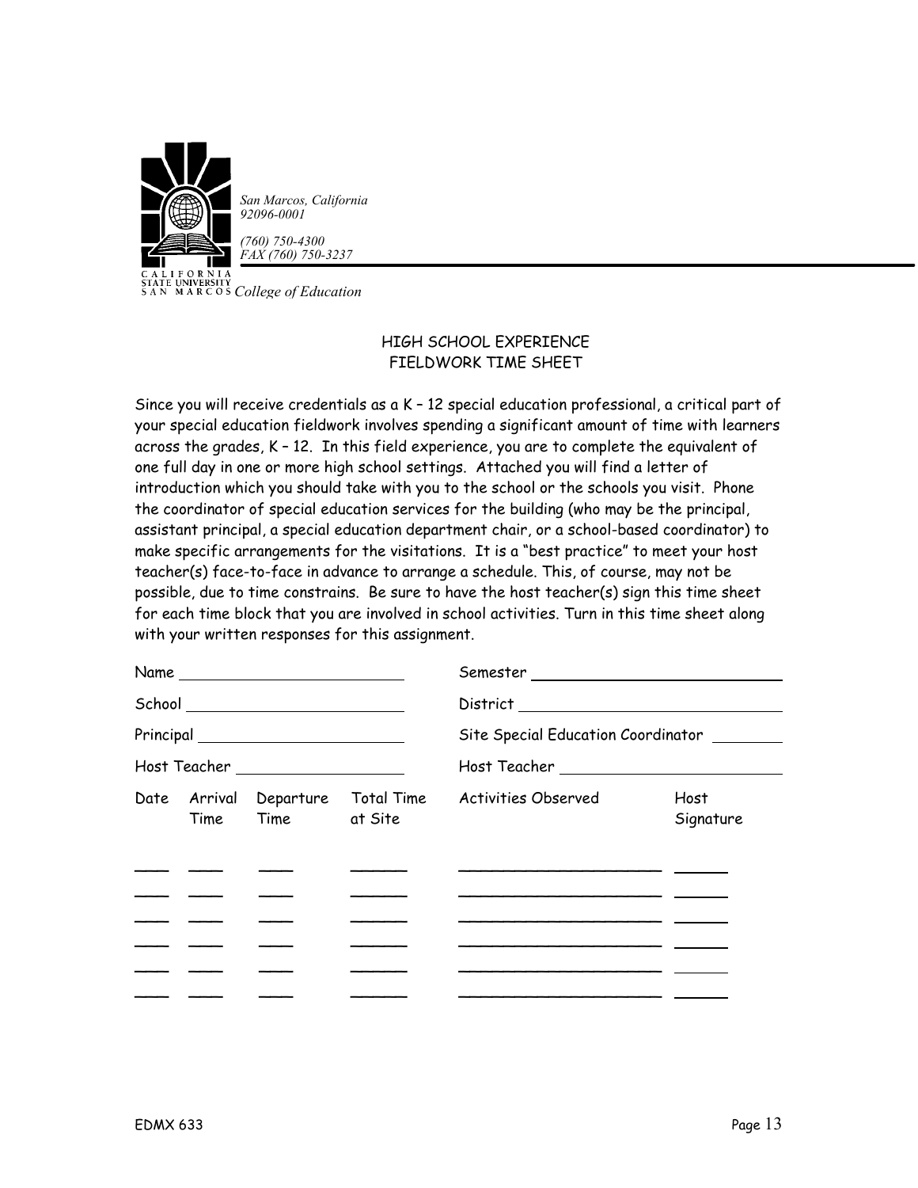San Marcos, California
92096-0001

(760) 750-4300
FAX (760) 750-3237

CALIFORNIA STATE UNIVERSITY SAN MARCOS *College of Education*

## HIGH SCHOOL EXPERIENCE
## FIELDWORK TIME SHEET

Since you will receive credentials as a K – 12 special education professional, a critical part of your special education fieldwork involves spending a significant amount of time with learners across the grades, K – 12. In this field experience, you are to complete the equivalent of one full day in one or more high school settings. Attached you will find a letter of introduction which you should take with you to the school or the schools you visit. Phone the coordinator of special education services for the building (who may be the principal, assistant principal, a special education department chair, or a school-based coordinator) to make specific arrangements for the visitations. It is a "best practice" to meet your host teacher(s) face-to-face in advance to arrange a schedule. This, of course, may not be possible, due to time constrains. Be sure to have the host teacher(s) sign this time sheet for each time block that you are involved in school activities. Turn in this time sheet along with your written responses for this assignment.

Name ______________________ Semester ______________________

School ______________________ District ______________________

Principal ______________________ Site Special Education Coordinator ________

Host Teacher ______________________ Host Teacher ______________________

| Date | Arrival Time | Departure Time | Total Time at Site | Activities Observed | Host Signature |
|---|---|---|---|---|---|
| | | | | | |
| | | | | | |
| | | | | | |
| | | | | | |
| | | | | | |
| | | | | | |

EDMX 633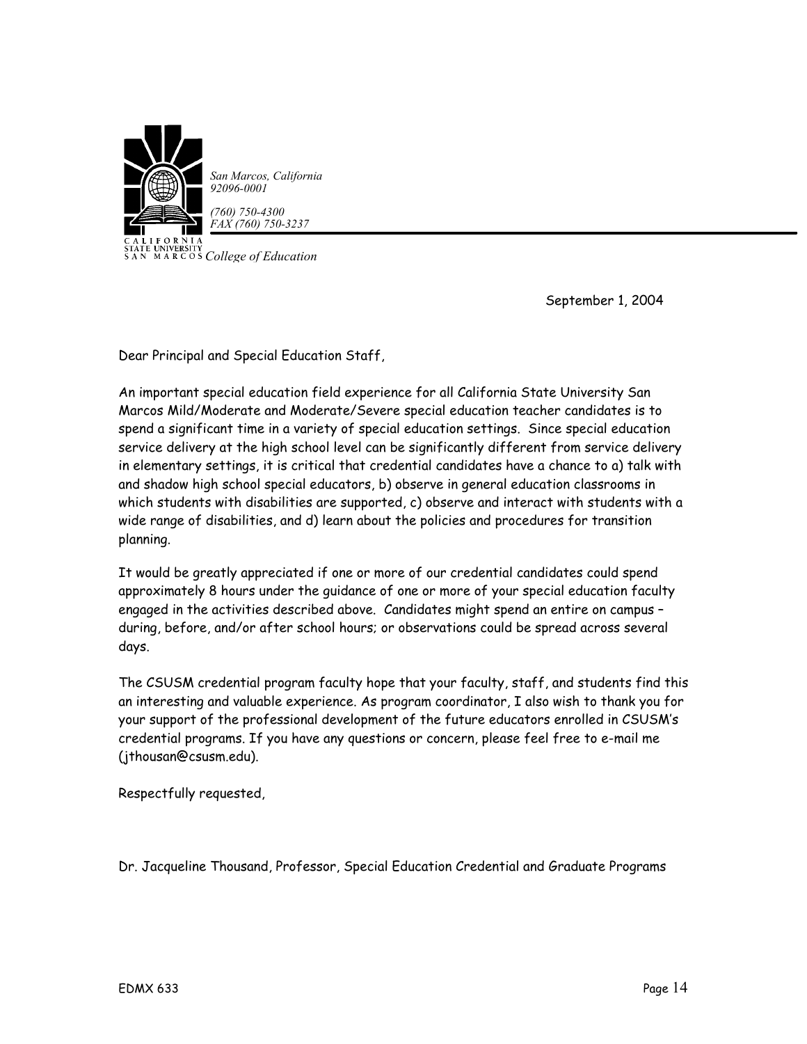CALIFORNIA STATE UNIVERSITY SAN MARCOS *College of Education*

*San Marcos, California 92096-0001*

*(760) 750-4300*
*FAX (760) 750-3237*

September 1, 2004

Dear Principal and Special Education Staff,

An important special education field experience for all California State University San Marcos Mild/Moderate and Moderate/Severe special education teacher candidates is to spend a significant time in a variety of special education settings. Since special education service delivery at the high school level can be significantly different from service delivery in elementary settings, it is critical that credential candidates have a chance to a) talk with and shadow high school special educators, b) observe in general education classrooms in which students with disabilities are supported, c) observe and interact with students with a wide range of disabilities, and d) learn about the policies and procedures for transition planning.

It would be greatly appreciated if one or more of our credential candidates could spend approximately 8 hours under the guidance of one or more of your special education faculty engaged in the activities described above. Candidates might spend an entire on campus – during, before, and/or after school hours; or observations could be spread across several days.

The CSUSM credential program faculty hope that your faculty, staff, and students find this an interesting and valuable experience. As program coordinator, I also wish to thank you for your support of the professional development of the future educators enrolled in CSUSM's credential programs. If you have any questions or concern, please feel free to e-mail me (jthousan@csusm.edu).

Respectfully requested,

Dr. Jacqueline Thousand, Professor, Special Education Credential and Graduate Programs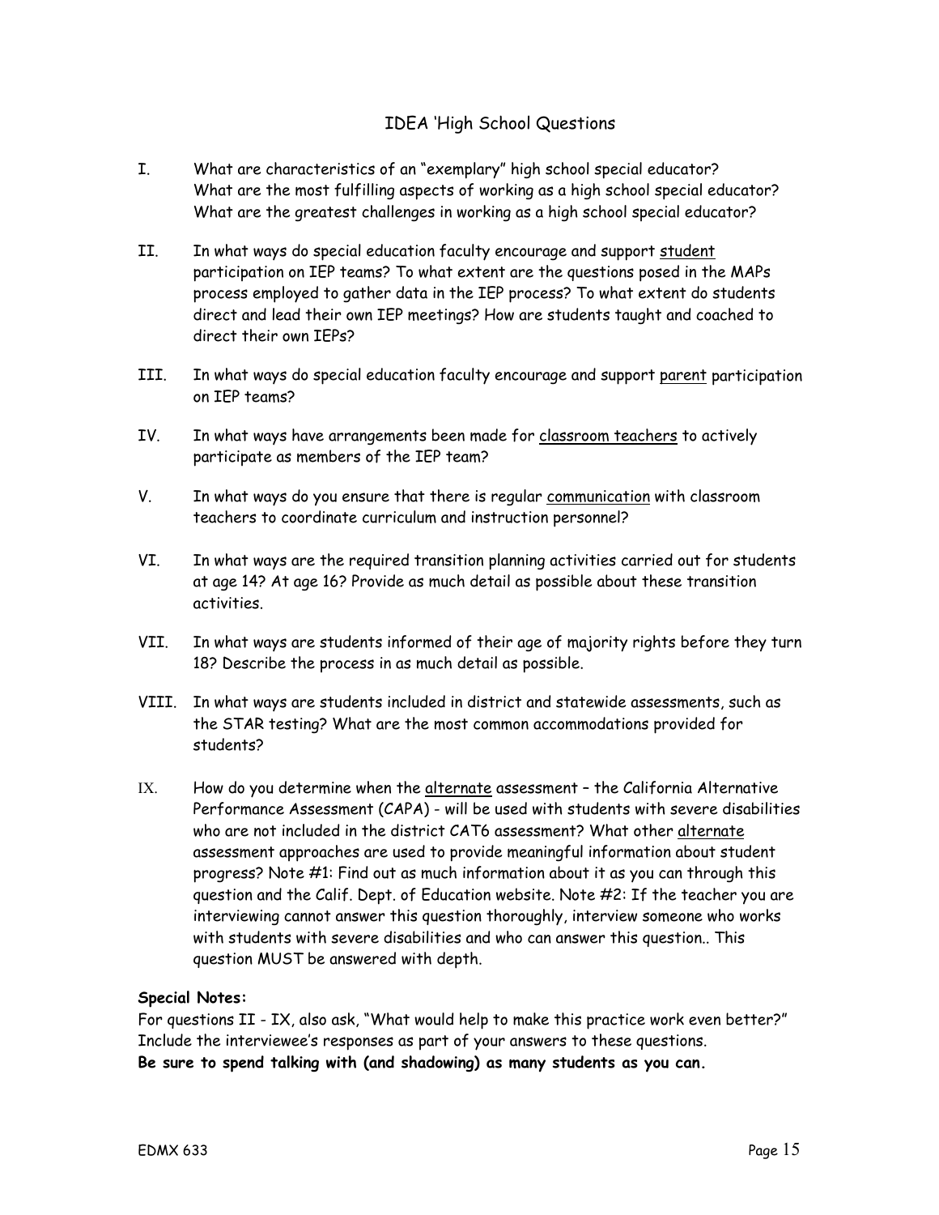## IDEA 'High School Questions

I. What are characteristics of an "exemplary" high school special educator? What are the most fulfilling aspects of working as a high school special educator? What are the greatest challenges in working as a high school special educator?

II. In what ways do special education faculty encourage and support student participation on IEP teams? To what extent are the questions posed in the MAPs process employed to gather data in the IEP process? To what extent do students direct and lead their own IEP meetings? How are students taught and coached to direct their own IEPs?

III. In what ways do special education faculty encourage and support parent participation on IEP teams?

IV. In what ways have arrangements been made for classroom teachers to actively participate as members of the IEP team?

V. In what ways do you ensure that there is regular communication with classroom teachers to coordinate curriculum and instruction personnel?

VI. In what ways are the required transition planning activities carried out for students at age 14? At age 16? Provide as much detail as possible about these transition activities.

VII. In what ways are students informed of their age of majority rights before they turn 18? Describe the process in as much detail as possible.

VIII. In what ways are students included in district and statewide assessments, such as the STAR testing? What are the most common accommodations provided for students?

IX. How do you determine when the alternate assessment – the California Alternative Performance Assessment (CAPA) - will be used with students with severe disabilities who are not included in the district CAT6 assessment? What other alternate assessment approaches are used to provide meaningful information about student progress? Note #1: Find out as much information about it as you can through this question and the Calif. Dept. of Education website. Note #2: If the teacher you are interviewing cannot answer this question thoroughly, interview someone who works with students with severe disabilities and who can answer this question.. This question MUST be answered with depth.

**Special Notes:**

For questions II - IX, also ask, "What would help to make this practice work even better?" Include the interviewee's responses as part of your answers to these questions.

**Be sure to spend talking with (and shadowing) as many students as you can.**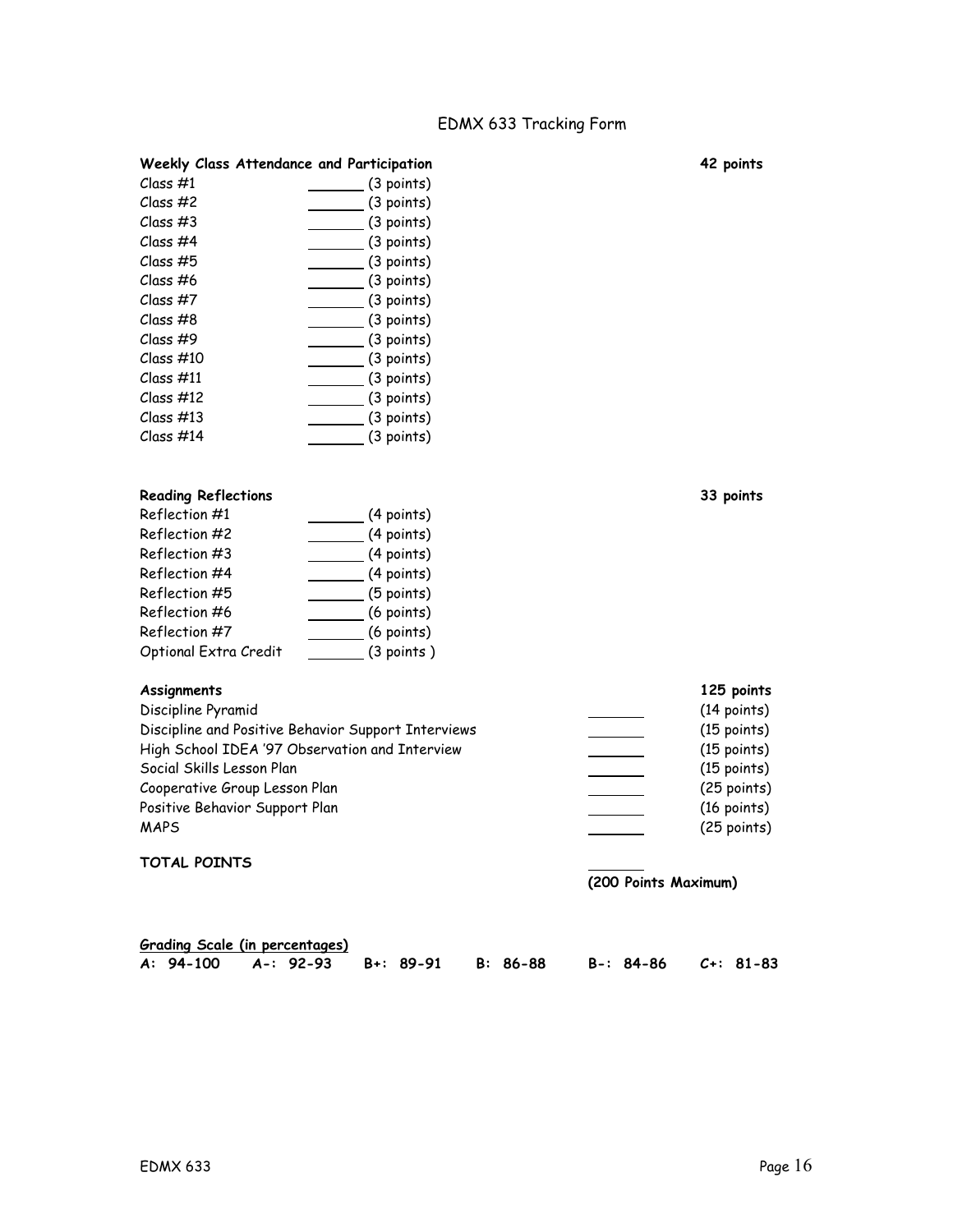# EDMX 633 Tracking Form

| **Weekly Class Attendance and Participation** | | **42 points** |
|---|---|---|
| Class #1 | _______ (3 points) | |
| Class #2 | _______ (3 points) | |
| Class #3 | _______ (3 points) | |
| Class #4 | _______ (3 points) | |
| Class #5 | _______ (3 points) | |
| Class #6 | _______ (3 points) | |
| Class #7 | _______ (3 points) | |
| Class #8 | _______ (3 points) | |
| Class #9 | _______ (3 points) | |
| Class #10 | _______ (3 points) | |
| Class #11 | _______ (3 points) | |
| Class #12 | _______ (3 points) | |
| Class #13 | _______ (3 points) | |
| Class #14 | _______ (3 points) | |

| **Reading Reflections** | | **33 points** |
|---|---|---|
| Reflection #1 | _______ (4 points) | |
| Reflection #2 | _______ (4 points) | |
| Reflection #3 | _______ (4 points) | |
| Reflection #4 | _______ (4 points) | |
| Reflection #5 | _______ (5 points) | |
| Reflection #6 | _______ (6 points) | |
| Reflection #7 | _______ (6 points) | |
| Optional Extra Credit | _______ (3 points ) | |

| **Assignments** | | **125 points** |
|---|---|---|
| Discipline Pyramid | _______ | (14 points) |
| Discipline and Positive Behavior Support Interviews | _______ | (15 points) |
| High School IDEA '97 Observation and Interview | _______ | (15 points) |
| Social Skills Lesson Plan | _______ | (15 points) |
| Cooperative Group Lesson Plan | _______ | (25 points) |
| Positive Behavior Support Plan | _______ | (16 points) |
| MAPS | _______ | (25 points) |

**TOTAL POINTS** _______

**(200 Points Maximum)**

**Grading Scale (in percentages)**

**A: 94-100   A-: 92-93   B+: 89-91   B: 86-88   B-: 84-86   C+: 81-83**